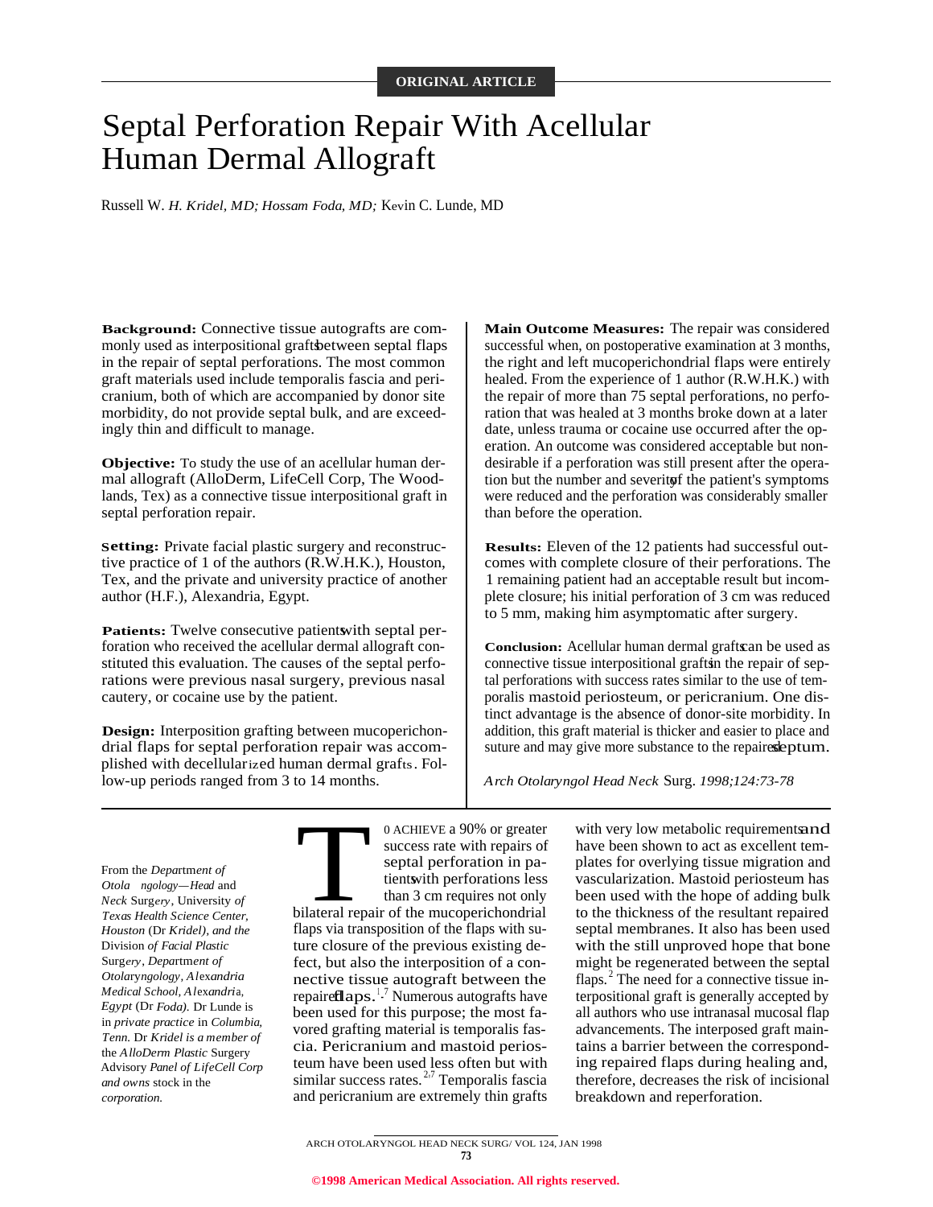ORIGINAL ARTICLE

# Septal Perforation Repair With Acellular Human Dermal Allograft

Russell W. H. Kridel, MD; Hossam Foda, MD; Kevin C. Lunde, MD

**Background:** Connective tissue autografts are commonly used as interpositional grafts between septal flaps in the repair of septal perforations. The most common graft materials used include temporalis fascia and pericranium, both of which are accompanied by donor site morbidity, do not provide septal bulk, and are exceedingly thin and difficult to manage.

**Objective:** To study the use of an acellular human dermal allograft (AlloDerm, LifeCell Corp, The Woodlands, Tex) as a connective tissue interpositional graft in septal perforation repair.

**Setting:** Private facial plastic surgery and reconstructive practice of 1 of the authors (R.W.H.K.), Houston, Tex, and the private and university practice of another author (H.F.), Alexandria, Egypt.

**Patients:** Twelve consecutive patients with septal perforation who received the acellular dermal allograft constituted this evaluation. The causes of the septal perforations were previous nasal surgery, previous nasal cautery, or cocaine use by the patient.

**Design:** Interposition grafting between mucoperichondrial flaps for septal perforation repair was accomplished with decellularized human dermal grafts. Follow-up periods ranged from 3 to 14 months.

**Main Outcome Measures:** The repair was considered successful when, on postoperative examination at 3 months, the right and left mucoperichondrial flaps were entirely healed. From the experience of 1 author (R.W.H.K.) with the repair of more than 75 septal perforations, no perforation that was healed at 3 months broke down at a later date, unless trauma or cocaine use occurred after the operation. An outcome was considered acceptable but nondesirable if a perforation was still present after the operation but the number and severity of the patient's symptoms were reduced and the perforation was considerably smaller than before the operation.

**Results:** Eleven of the 12 patients had successful outcomes with complete closure of their perforations. The 1 remaining patient had an acceptable result but incomplete closure; his initial perforation of 3 cm was reduced to 5 mm, making him asymptomatic after surgery.

**Conclusion:** Acellular human dermal grafts can be used as connective tissue interpositional grafts in the repair of septal perforations with success rates similar to the use of temporalis mastoid periosteum, or pericranium. One distinct advantage is the absence of donor-site morbidity. In addition, this graft material is thicker and easier to place and suture and may give more substance to the repaired septum.

*Arch Otolaryngol Head Neck Surg. 1998;124:73-78*

*From the Department of Otolaryngology—Head and Neck Surgery, University of Texas Health Science Center, Houston (Dr Kridel), and the Division of Facial Plastic Surgery, Department of Otolaryngology, Alexandria Medical School, Alexandria, Egypt (Dr Foda). Dr Lunde is in private practice in Columbia, Tenn. Dr Kridel is a member of the AlloDerm Plastic Surgery Advisory Panel of LifeCell Corp and owns stock in the corporation.*

TO ACHIEVE a 90% or greater success rate with repairs of septal perforation in patients with perforations less than 3 cm requires not only bilateral repair of the mucoperichondrial flaps via transposition of the flaps with suture closure of the previous existing defect, but also the interposition of a connective tissue autograft between the repaired flaps.[1-7] Numerous autografts have been used for this purpose; the most favored grafting material is temporalis fascia. Pericranium and mastoid periosteum have been used less often but with similar success rates.[2,7] Temporalis fascia and pericranium are extremely thin grafts with very low metabolic requirements and have been shown to act as excellent templates for overlying tissue migration and vascularization. Mastoid periosteum has been used with the hope of adding bulk to the thickness of the resultant repaired septal membranes. It also has been used with the still unproved hope that bone might be regenerated between the septal flaps.[2] The need for a connective tissue interpositional graft is generally accepted by all authors who use intranasal mucosal flap advancements. The interposed graft maintains a barrier between the corresponding repaired flaps during healing and, therefore, decreases the risk of incisional breakdown and reperforation.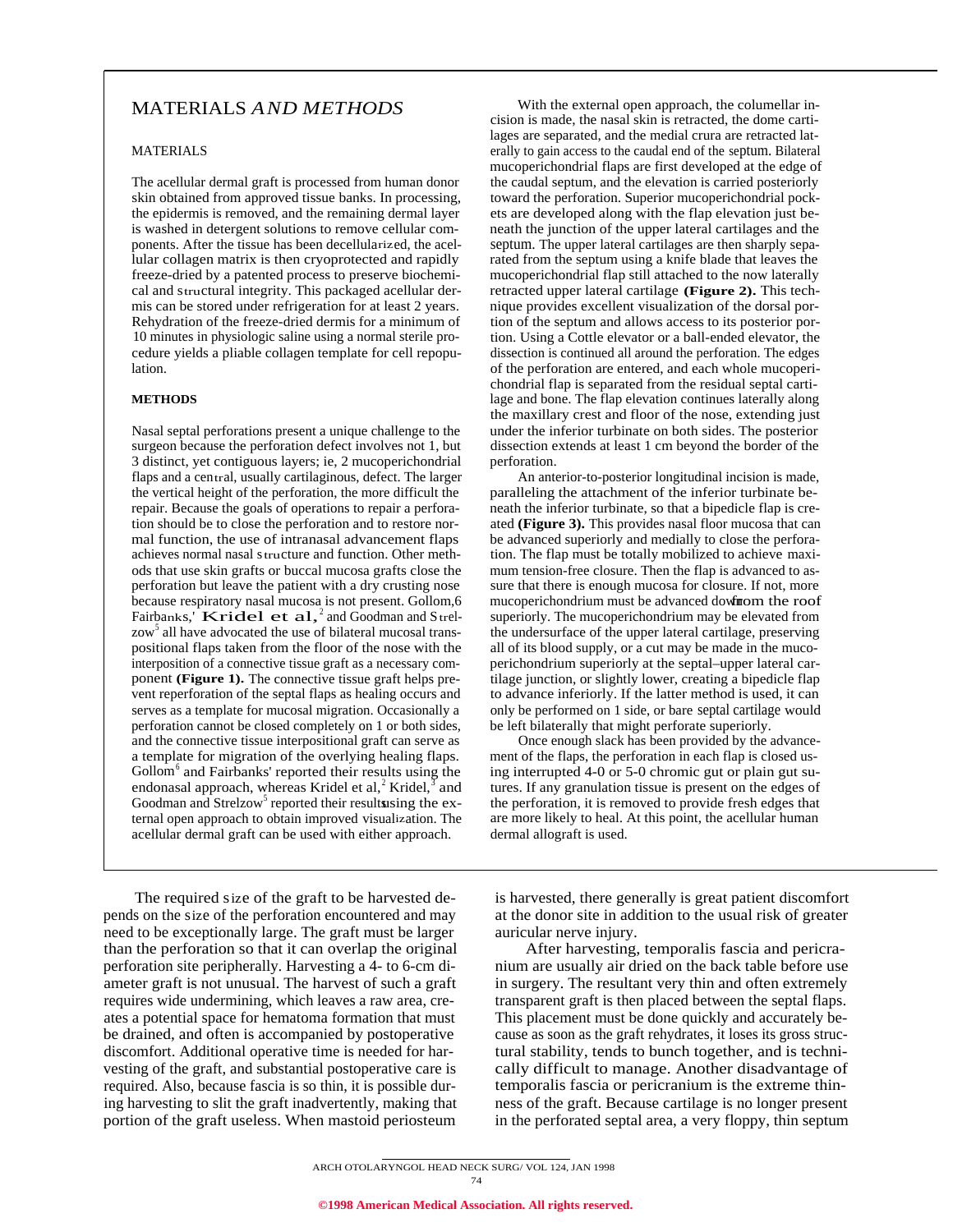# MATERIALS *AND METHODS*

## MATERIALS

The acellular dermal graft is processed from human donor skin obtained from approved tissue banks. In processing, the epidermis is removed, and the remaining dermal layer is washed in detergent solutions to remove cellular components. After the tissue has been decellularized, the acellular collagen matrix is then cryoprotected and rapidly freeze-dried by a patented process to preserve biochemical and structural integrity. This packaged acellular dermis can be stored under refrigeration for at least 2 years. Rehydration of the freeze-dried dermis for a minimum of 10 minutes in physiologic saline using a normal sterile procedure yields a pliable collagen template for cell repopulation.

## METHODS

Nasal septal perforations present a unique challenge to the surgeon because the perforation defect involves not 1, but 3 distinct, yet contiguous layers; ie, 2 mucoperichondrial flaps and a central, usually cartilaginous, defect. The larger the vertical height of the perforation, the more difficult the repair. Because the goals of operations to repair a perforation should be to close the perforation and to restore normal function, the use of intranasal advancement flaps achieves normal nasal structure and function. Other methods that use skin grafts or buccal mucosa grafts close the perforation but leave the patient with a dry crusting nose because respiratory nasal mucosa is not present. Gollom,[6] Fairbanks,[1] Kridel et al,[2] and Goodman and Strelzow[5] all have advocated the use of bilateral mucosal transpositional flaps taken from the floor of the nose with the interposition of a connective tissue graft as a necessary component **(Figure 1).** The connective tissue graft helps prevent reperforation of the septal flaps as healing occurs and serves as a template for mucosal migration. Occasionally a perforation cannot be closed completely on 1 or both sides, and the connective tissue interpositional graft can serve as a template for migration of the overlying healing flaps. Gollom[6] and Fairbanks[1] reported their results using the endonasal approach, whereas Kridel et al,[2] Kridel,[3] and Goodman and Strelzow[5] reported their results using the external open approach to obtain improved visualization. The acellular dermal graft can be used with either approach.

With the external open approach, the columellar incision is made, the nasal skin is retracted, the dome cartilages are separated, and the medial crura are retracted laterally to gain access to the caudal end of the septum. Bilateral mucoperichondrial flaps are first developed at the edge of the caudal septum, and the elevation is carried posteriorly toward the perforation. Superior mucoperichondrial pockets are developed along with the flap elevation just beneath the junction of the upper lateral cartilages and the septum. The upper lateral cartilages are then sharply separated from the septum using a knife blade that leaves the mucoperichondrial flap still attached to the now laterally retracted upper lateral cartilage **(Figure 2).** This technique provides excellent visualization of the dorsal portion of the septum and allows access to its posterior portion. Using a Cottle elevator or a ball-ended elevator, the dissection is continued all around the perforation. The edges of the perforation are entered, and each whole mucoperichondrial flap is separated from the residual septal cartilage and bone. The flap elevation continues laterally along the maxillary crest and floor of the nose, extending just under the inferior turbinate on both sides. The posterior dissection extends at least 1 cm beyond the border of the perforation.

An anterior-to-posterior longitudinal incision is made, paralleling the attachment of the inferior turbinate beneath the inferior turbinate, so that a bipedicle flap is created **(Figure 3).** This provides nasal floor mucosa that can be advanced superiorly and medially to close the perforation. The flap must be totally mobilized to achieve maximum tension-free closure. Then the flap is advanced to assure that there is enough mucosa for closure. If not, more mucoperichondrium must be advanced down from the roof superiorly. The mucoperichondrium may be elevated from the undersurface of the upper lateral cartilage, preserving all of its blood supply, or a cut may be made in the mucoperichondrium superiorly at the septal–upper lateral cartilage junction, or slightly lower, creating a bipedicle flap to advance inferiorly. If the latter method is used, it can only be performed on 1 side, or bare septal cartilage would be left bilaterally that might perforate superiorly.

Once enough slack has been provided by the advancement of the flaps, the perforation in each flap is closed using interrupted 4-0 or 5-0 chromic gut or plain gut sutures. If any granulation tissue is present on the edges of the perforation, it is removed to provide fresh edges that are more likely to heal. At this point, the acellular human dermal allograft is used.

The required size of the graft to be harvested depends on the size of the perforation encountered and may need to be exceptionally large. The graft must be larger than the perforation so that it can overlap the original perforation site peripherally. Harvesting a 4- to 6-cm diameter graft is not unusual. The harvest of such a graft requires wide undermining, which leaves a raw area, creates a potential space for hematoma formation that must be drained, and often is accompanied by postoperative discomfort. Additional operative time is needed for harvesting of the graft, and substantial postoperative care is required. Also, because fascia is so thin, it is possible during harvesting to slit the graft inadvertently, making that portion of the graft useless. When mastoid periosteum is harvested, there generally is great patient discomfort at the donor site in addition to the usual risk of greater auricular nerve injury.

After harvesting, temporalis fascia and pericranium are usually air dried on the back table before use in surgery. The resultant very thin and often extremely transparent graft is then placed between the septal flaps. This placement must be done quickly and accurately because as soon as the graft rehydrates, it loses its gross structural stability, tends to bunch together, and is technically difficult to manage. Another disadvantage of temporalis fascia or pericranium is the extreme thinness of the graft. Because cartilage is no longer present in the perforated septal area, a very floppy, thin septum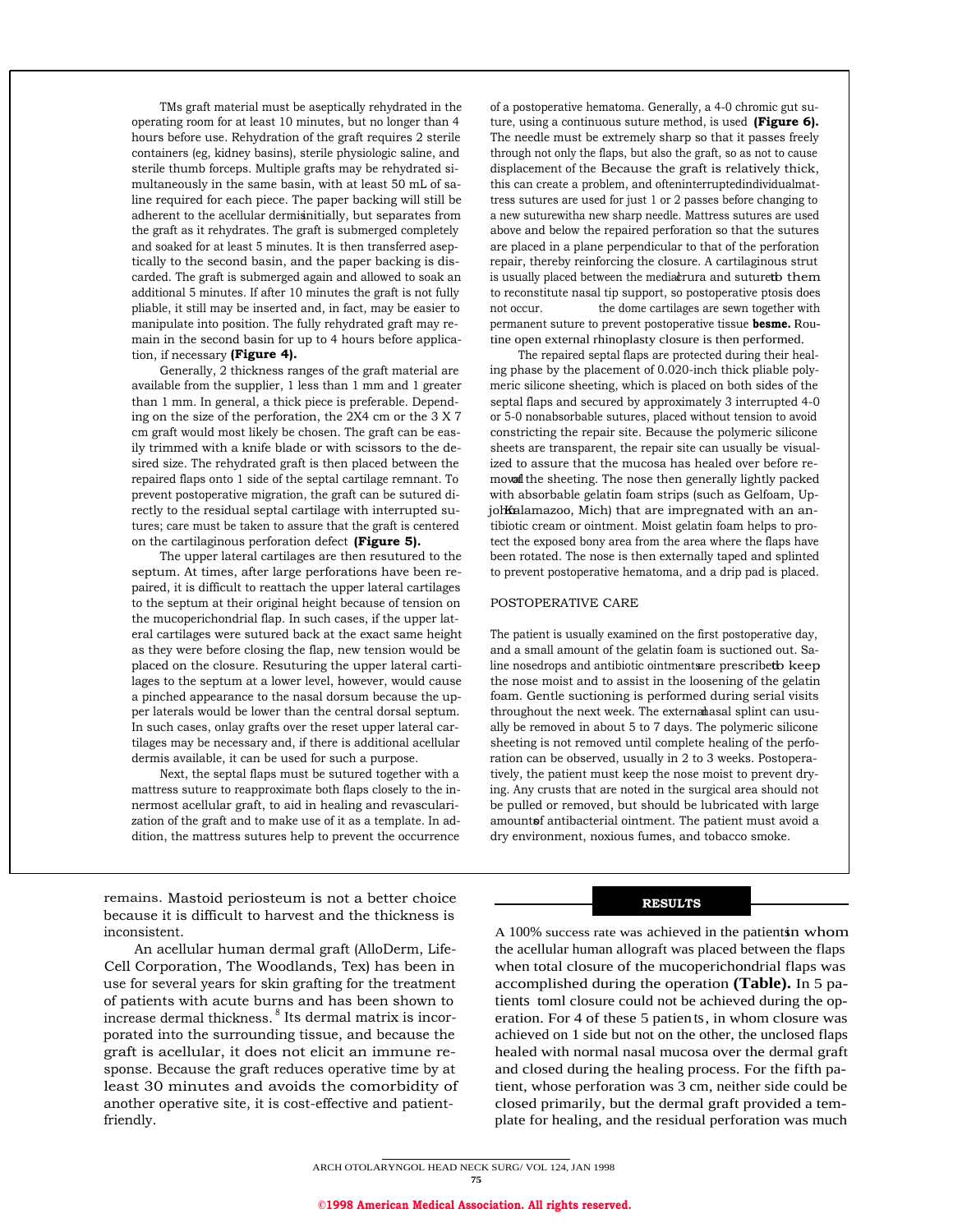TMs graft material must be aseptically rehydrated in the operating room for at least 10 minutes, but no longer than 4 hours before use. Rehydration of the graft requires 2 sterile containers (eg, kidney basins), sterile physiologic saline, and sterile thumb forceps. Multiple grafts may be rehydrated simultaneously in the same basin, with at least 50 mL of saline required for each piece. The paper backing will still be adherent to the acellular dermis initially, but separates from the graft as it rehydrates. The graft is submerged completely and soaked for at least 5 minutes. It is then transferred aseptically to the second basin, and the paper backing is discarded. The graft is submerged again and allowed to soak an additional 5 minutes. If after 10 minutes the graft is not fully pliable, it still may be inserted and, in fact, may be easier to manipulate into position. The fully rehydrated graft may remain in the second basin for up to 4 hours before application, if necessary **(Figure 4).**

Generally, 2 thickness ranges of the graft material are available from the supplier, 1 less than 1 mm and 1 greater than 1 mm. In general, a thick piece is preferable. Depending on the size of the perforation, the 2X4 cm or the 3 X 7 cm graft would most likely be chosen. The graft can be easily trimmed with a knife blade or with scissors to the desired size. The rehydrated graft is then placed between the repaired flaps onto 1 side of the septal cartilage remnant. To prevent postoperative migration, the graft can be sutured directly to the residual septal cartilage with interrupted sutures; care must be taken to assure that the graft is centered on the cartilaginous perforation defect **(Figure 5).**

The upper lateral cartilages are then resutured to the septum. At times, after large perforations have been repaired, it is difficult to reattach the upper lateral cartilages to the septum at their original height because of tension on the mucoperichondrial flap. In such cases, if the upper lateral cartilages were sutured back at the exact same height as they were before closing the flap, new tension would be placed on the closure. Resuturing the upper lateral cartilages to the septum at a lower level, however, would cause a pinched appearance to the nasal dorsum because the upper laterals would be lower than the central dorsal septum. In such cases, onlay grafts over the reset upper lateral cartilages may be necessary and, if there is additional acellular dermis available, it can be used for such a purpose.

Next, the septal flaps must be sutured together with a mattress suture to reapproximate both flaps closely to the innermost acellular graft, to aid in healing and revascularization of the graft and to make use of it as a template. In addition, the mattress sutures help to prevent the occurrence of a postoperative hematoma. Generally, a 4-0 chromic gut suture, using a continuous suture method, is used **(Figure 6).** The needle must be extremely sharp so that it passes freely through not only the flaps, but also the graft, so as not to cause displacement of the Because the graft is relatively thick, this can create a problem, and often interrupted individual mattress sutures are used for just 1 or 2 passes before changing to a new suture with a new sharp needle. Mattress sutures are used above and below the repaired perforation so that the sutures are placed in a plane perpendicular to that of the perforation repair, thereby reinforcing the closure. A cartilaginous strut is usually placed between the medial crura and sutured to them to reconstitute nasal tip support, so postoperative ptosis does not occur. the dome cartilages are sewn together with permanent suture to prevent postoperative tissue **besme.** Routine open external rhinoplasty closure is then performed.

The repaired septal flaps are protected during their healing phase by the placement of 0.020-inch thick pliable polymeric silicone sheeting, which is placed on both sides of the septal flaps and secured by approximately 3 interrupted 4-0 or 5-0 nonabsorbable sutures, placed without tension to avoid constricting the repair site. Because the polymeric silicone sheets are transparent, the repair site can usually be visualized to assure that the mucosa has healed over before removal of the sheeting. The nose then generally lightly packed with absorbable gelatin foam strips (such as Gelfoam, Upjohn, Kalamazoo, Mich) that are impregnated with an antibiotic cream or ointment. Moist gelatin foam helps to protect the exposed bony area from the area where the flaps have been rotated. The nose is then externally taped and splinted to prevent postoperative hematoma, and a drip pad is placed.

## POSTOPERATIVE CARE

The patient is usually examined on the first postoperative day, and a small amount of the gelatin foam is suctioned out. Saline nosedrops and antibiotic ointments are prescribed to keep the nose moist and to assist in the loosening of the gelatin foam. Gentle suctioning is performed during serial visits throughout the next week. The external nasal splint can usually be removed in about 5 to 7 days. The polymeric silicone sheeting is not removed until complete healing of the perforation can be observed, usually in 2 to 3 weeks. Postoperatively, the patient must keep the nose moist to prevent drying. Any crusts that are noted in the surgical area should not be pulled or removed, but should be lubricated with large amounts of antibacterial ointment. The patient must avoid a dry environment, noxious fumes, and tobacco smoke.

remains. Mastoid periosteum is not a better choice because it is difficult to harvest and the thickness is inconsistent.

An acellular human dermal graft (AlloDerm, LifeCell Corporation, The Woodlands, Tex) has been in use for several years for skin grafting for the treatment of patients with acute burns and has been shown to increase dermal thickness.[8] Its dermal matrix is incorporated into the surrounding tissue, and because the graft is acellular, it does not elicit an immune response. Because the graft reduces operative time by at least 30 minutes and avoids the comorbidity of another operative site, it is cost-effective and patient-friendly.

## RESULTS

A 100% success rate was achieved in the patients in whom the acellular human allograft was placed between the flaps when total closure of the mucoperichondrial flaps was accomplished during the operation **(Table).** In 5 patients toml closure could not be achieved during the operation. For 4 of these 5 patients, in whom closure was achieved on 1 side but not on the other, the unclosed flaps healed with normal nasal mucosa over the dermal graft and closed during the healing process. For the fifth patient, whose perforation was 3 cm, neither side could be closed primarily, but the dermal graft provided a template for healing, and the residual perforation was much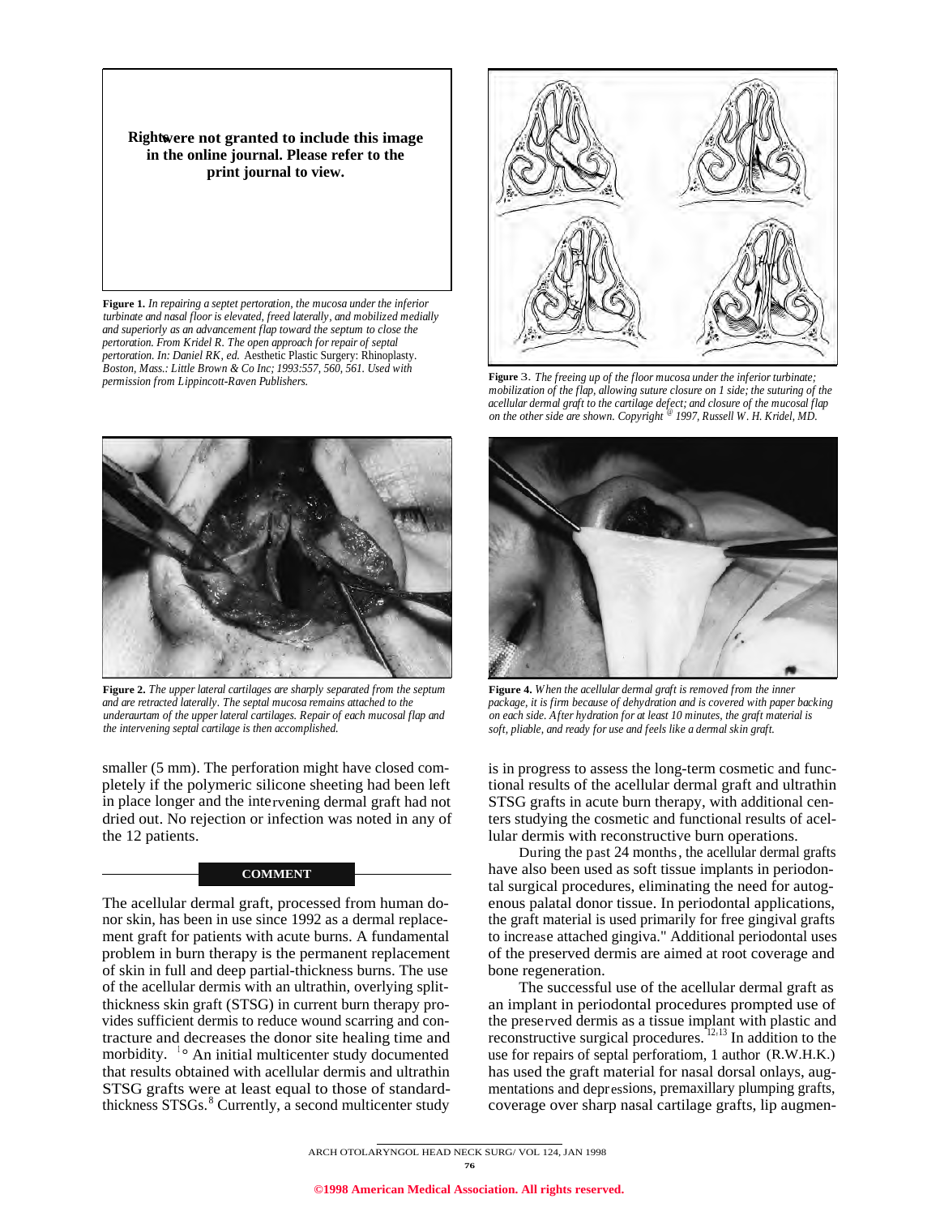Rights were not granted to include this image in the online journal. Please refer to the print journal to view.

**Figure 1.** *In repairing a septet pertoration, the mucosa under the inferior turbinate and nasal floor is elevated, freed laterally, and mobilized medially and superiorly as an advancement flap toward the septum to close the pertoration. From Kridel R. The open approach for repair of septal pertoration. In: Daniel RK, ed.* Aesthetic Plastic Surgery: Rhinoplasty. *Boston, Mass.: Little Brown & Co Inc; 1993:557, 560, 561. Used with permission from Lippincott-Raven Publishers.*

**Figure 3**. *The freeing up of the floor mucosa under the inferior turbinate; mobilization of the flap, allowing suture closure on 1 side; the suturing of the acellular dermal graft to the cartilage defect; and closure of the mucosal flap on the other side are shown. Copyright © 1997, Russell W. H. Kridel, MD.*

**Figure 2.** *The upper lateral cartilages are sharply separated from the septum and are retracted laterally. The septal mucosa remains attached to the underaurtam of the upper lateral cartilages. Repair of each mucosal flap and the intervening septal cartilage is then accomplished.*

**Figure 4.** *When the acellular dermal graft is removed from the inner package, it is firm because of dehydration and is covered with paper backing on each side. After hydration for at least 10 minutes, the graft material is soft, pliable, and ready for use and feels like a dermal skin graft.*

smaller (5 mm). The perforation might have closed completely if the polymeric silicone sheeting had been left in place longer and the intervening dermal graft had not dried out. No rejection or infection was noted in any of the 12 patients.

## COMMENT

The acellular dermal graft, processed from human donor skin, has been in use since 1992 as a dermal replacement graft for patients with acute burns. A fundamental problem in burn therapy is the permanent replacement of skin in full and deep partial-thickness burns. The use of the acellular dermis with an ultrathin, overlying split-thickness skin graft (STSG) in current burn therapy provides sufficient dermis to reduce wound scarring and contracture and decreases the donor site healing time and morbidity.[1°] An initial multicenter study documented that results obtained with acellular dermis and ultrathin STSG grafts were at least equal to those of standard-thickness STSGs.[8] Currently, a second multicenter study is in progress to assess the long-term cosmetic and functional results of the acellular dermal graft and ultrathin STSG grafts in acute burn therapy, with additional centers studying the cosmetic and functional results of acellular dermis with reconstructive burn operations.

During the past 24 months, the acellular dermal grafts have also been used as soft tissue implants in periodontal surgical procedures, eliminating the need for autogenous palatal donor tissue. In periodontal applications, the graft material is used primarily for free gingival grafts to increase attached gingiva." Additional periodontal uses of the preserved dermis are aimed at root coverage and bone regeneration.

The successful use of the acellular dermal graft as an implant in periodontal procedures prompted use of the preserved dermis as a tissue implant with plastic and reconstructive surgical procedures.[12,13] In addition to the use for repairs of septal perforatiom, 1 author (R.W.H.K.) has used the graft material for nasal dorsal onlays, augmentations and depressions, premaxillary plumping grafts, coverage over sharp nasal cartilage grafts, lip augmen-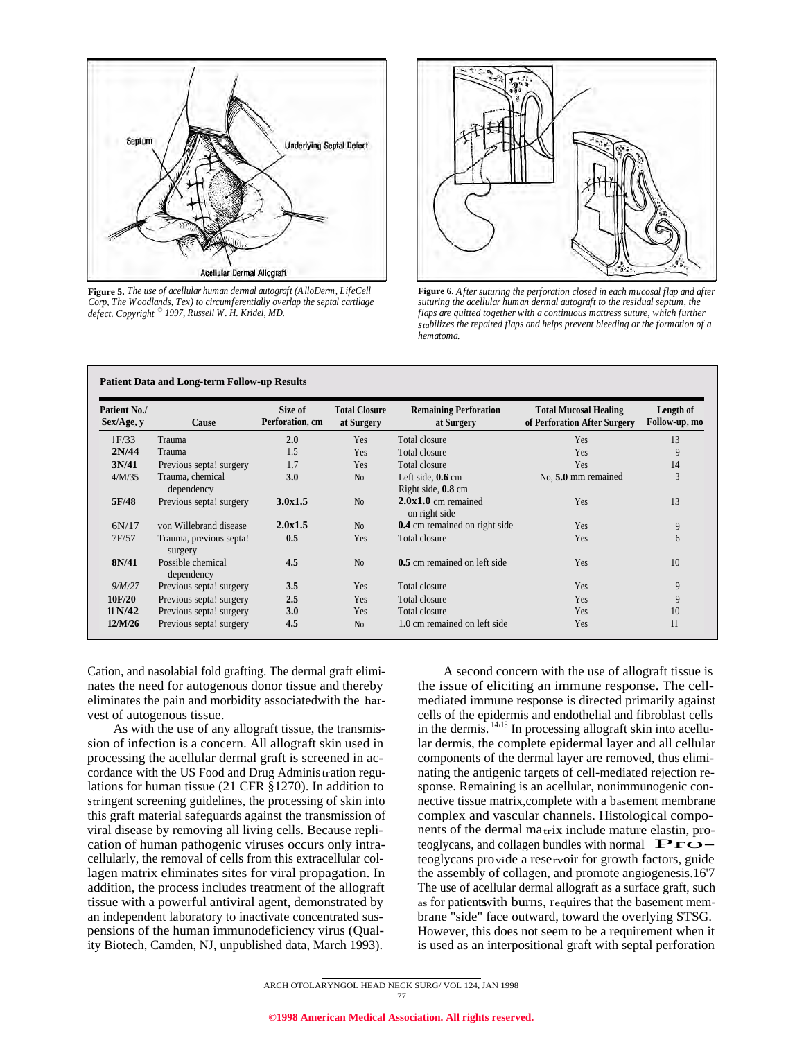**Figure 5.** *The use of acellular human dermal autograft (AlloDerm, LifeCell Corp, The Woodlands, Tex) to circumferentially overlap the septal cartilage defect. Copyright © 1997, Russell W. H. Kridel, MD.*

**Figure 6.** *After suturing the perforation closed in each mucosal flap and after suturing the acellular human dermal autograft to the residual septum, the flaps are quitted together with a continuous mattress suture, which further stabilizes the repaired flaps and helps prevent bleeding or the formation of a hematoma.*

**Patient Data and Long-term Follow-up Results**

| Patient No./ Sex/Age, y | Cause | Size of Perforation, cm | Total Closure at Surgery | Remaining Perforation at Surgery | Total Mucosal Healing of Perforation After Surgery | Length of Follow-up, mo |
|---|---|---|---|---|---|---|
| 1F/33 | Trauma | 2.0 | Yes | Total closure | Yes | 13 |
| 2N/44 | Trauma | 1.5 | Yes | Total closure | Yes | 9 |
| 3N/41 | Previous septal surgery | 1.7 | Yes | Total closure | Yes | 14 |
| 4/M/35 | Trauma, chemical dependency | 3.0 | No | Left side, 0.6 cm Right side, 0.8 cm | No, 5.0 mm remained | 3 |
| 5F/48 | Previous septal surgery | 3.0x1.5 | No | 2.0x1.0 cm remained on right side | Yes | 13 |
| 6N/17 | von Willebrand disease | 2.0x1.5 | No | 0.4 cm remained on right side | Yes | 9 |
| 7F/57 | Trauma, previous septal surgery | 0.5 | Yes | Total closure | Yes | 6 |
| 8N/41 | Possible chemical dependency | 4.5 | No | 0.5 cm remained on left side | Yes | 10 |
| 9/M/27 | Previous septal surgery | 3.5 | Yes | Total closure | Yes | 9 |
| 10F/20 | Previous septal surgery | 2.5 | Yes | Total closure | Yes | 9 |
| 11N/42 | Previous septal surgery | 3.0 | Yes | Total closure | Yes | 10 |
| 12/M/26 | Previous septal surgery | 4.5 | No | 1.0 cm remained on left side | Yes | 11 |

Cation, and nasolabial fold grafting. The dermal graft eliminates the need for autogenous donor tissue and thereby eliminates the pain and morbidity associated with the harvest of autogenous tissue.

As with the use of any allograft tissue, the transmission of infection is a concern. All allograft skin used in processing the acellular dermal graft is screened in accordance with the US Food and Drug Administration regulations for human tissue (21 CFR §1270). In addition to stringent screening guidelines, the processing of skin into this graft material safeguards against the transmission of viral disease by removing all living cells. Because replication of human pathogenic viruses occurs only intracellularly, the removal of cells from this extracellular collagen matrix eliminates sites for viral propagation. In addition, the process includes treatment of the allograft tissue with a powerful antiviral agent, demonstrated by an independent laboratory to inactivate concentrated suspensions of the human immunodeficiency virus (Quality Biotech, Camden, NJ, unpublished data, March 1993).

A second concern with the use of allograft tissue is the issue of eliciting an immune response. The cell-mediated immune response is directed primarily against cells of the epidermis and endothelial and fibroblast cells in the dermis.[14,15] In processing allograft skin into acellular dermis, the complete epidermal layer and all cellular components of the dermal layer are removed, thus eliminating the antigenic targets of cell-mediated rejection response. Remaining is an acellular, nonimmunogenic connective tissue matrix, complete with a basement membrane complex and vascular channels. Histological components of the dermal matrix include mature elastin, proteoglycans, and collagen bundles with normal Proteoglycans provide a reservoir for growth factors, guide the assembly of collagen, and promote angiogenesis.[16,17] The use of acellular dermal allograft as a surface graft, such as for patients with burns, requires that the basement membrane "side" face outward, toward the overlying STSG. However, this does not seem to be a requirement when it is used as an interpositional graft with septal perforation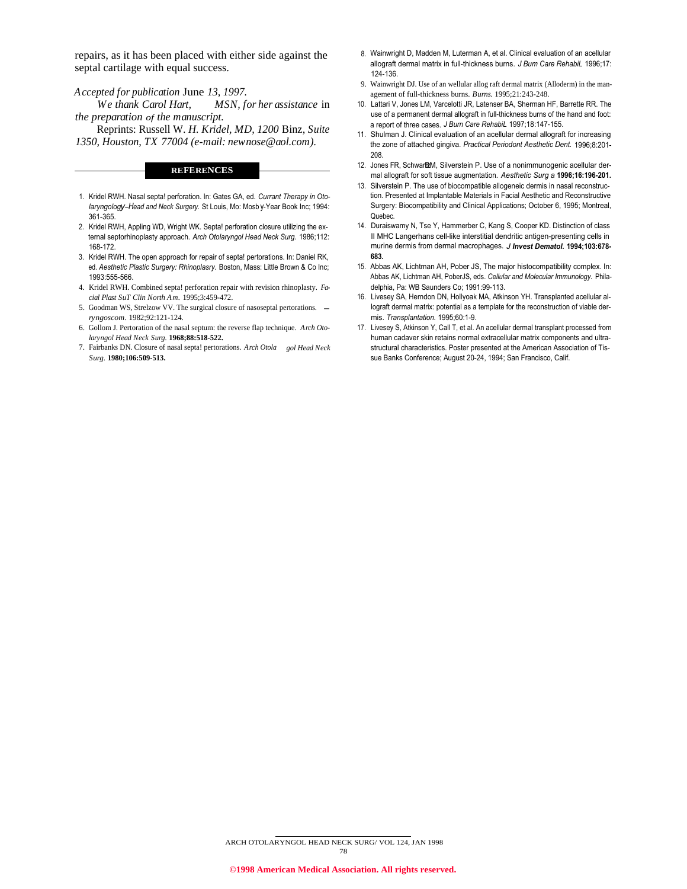repairs, as it has been placed with either side against the septal cartilage with equal success.

*Accepted for publication* June *13, 1997.*

*We thank Carol Hart, MSN, for her assistance* in *the preparation of the manuscript.*

Reprints: Russell W. *H. Kridel, MD, 1200* Binz, *Suite 1350, Houston, TX 77004 (e-mail: newnose@aol.com).*

## REFERENCES

1. Kridel RWH. Nasal septa! perforation. In: Gates GA, ed. *Currant Therapy in Otolaryngology–Head and Neck Surgery.* St Louis, Mo: Mosb y-Year Book Inc; 1994: 361-365.
2. Kridel RWH, Appling WD, Wright WK. Septa! perforation closure utilizing the external septorhinoplasty approach. *Arch Otolaryngol Head Neck Surg.* 1986;112: 168-172.
3. Kridel RWH. The open approach for repair of septa! pertorations. In: Daniel RK, ed. *Aesthetic Plastic Surgery: Rhinoplasty.* Boston, Mass: Little Brown & Co Inc; 1993:555-566.
4. Kridel RWH. Combined septa! perforation repair with revision rhinoplasty. *Facial Plast SuT Clin North Am.* 1995;3:459-472.
5. Goodman WS, Strelzow VV. The surgical closure of nasoseptal pertorations. *— ryngoscom.* 1982;92:121-124.
6. Gollom J. Pertoration of the nasal septum: the reverse flap technique. *Arch Otolaryngol Head Neck Surg.* **1968;88:518-522.**
7. Fairbanks DN. Closure of nasal septa! pertorations. *Arch Otola gol Head Neck Surg.* **1980;106:509-513.**
8. Wainwright D, Madden M, Luterman A, et al. Clinical evaluation of an acellular allograft dermal matrix in full-thickness burns. *J Bum Care RehabiL* 1996;17: 124-136.
9. Wainwright DJ. Use of an wellular allog raft dermal matrix (Alloderm) in the management of full-thickness burns. *Burns.* 1995;21:243-248.
10. Lattari V, Jones LM, Varcelotti JR, Latenser BA, Sherman HF, Barrette RR. The use of a permanent dermal allograft in full-thickness burns of the hand and foot: a report of three cases. *J Burn Care RehabiL* 1997;18:147-155.
11. Shulman J. Clinical evaluation of an acellular dermal allograft for increasing the zone of attached gingiva. *Practical Periodont Aesthetic Dent.* 1996;8:201-208.
12. Jones FR, SchwartzBM, Silverstein P. Use of a nonimmunogenic acellular dermal allograft for soft tissue augmentation. *Aesthetic Surg a* **1996;16:196-201.**
13. Silverstein P. The use of biocompatible allogeneic dermis in nasal reconstruction. Presented at Implantable Materials in Facial Aesthetic and Reconstructive Surgery: Biocompatibility and Clinical Applications; October 6, 1995; Montreal, Quebec.
14. Duraiswamy N, Tse Y, Hammerber C, Kang S, Cooper KD. Distinction of class II MHC Langerhans cell-like interstitial dendritic antigen-presenting cells in murine dermis from dermal macrophages. *J* ***Invest Dematol.*** **1994;103:678-683.**
15. Abbas AK, Lichtman AH, Pober JS, The major histocompatibility complex. In: Abbas AK, Lichtman AH, PoberJS, eds. *Cellular and Molecular Immunology.* Philadelphia, Pa: WB Saunders Co; 1991:99-113.
16. Livesey SA, Herndon DN, Hollyoak MA, Atkinson YH. Transplanted acellular allograft dermal matrix: potential as a template for the reconstruction of viable dermis. *Transplantation.* 1995;60:1-9.
17. Livesey S, Atkinson Y, Call T, et al. An acellular dermal transplant processed from human cadaver skin retains normal extracellular matrix components and ultrastructural characteristics. Poster presented at the American Association of Tissue Banks Conference; August 20-24, 1994; San Francisco, Calif.

**©1998 American Medical Association. All rights reserved.**